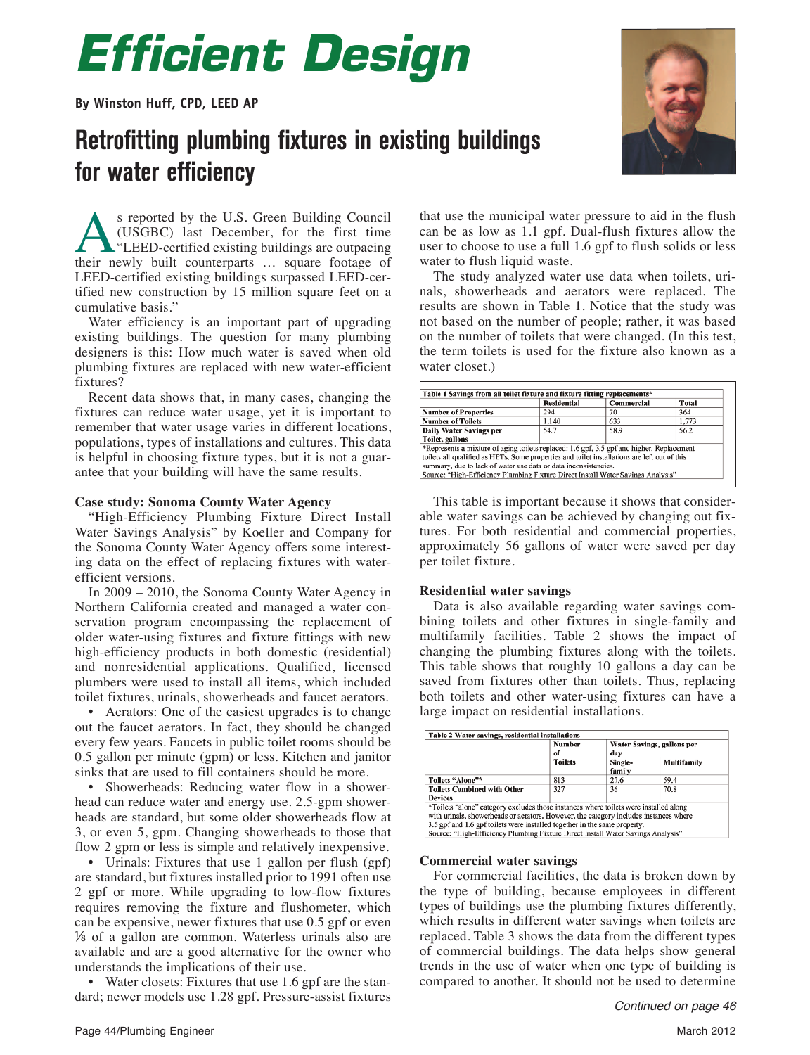# Efficient Design

**By Winston Huff, CPD, LEED AP**

## Retrofitting plumbing fixtures in existing buildings for water efficiency

As reported by the U.S. Green Building Council (USGBC) last December, for the first time "LEED-certified existing buildings are outpacing their newly built counterparts … square footage of LEED-certified existing buildings surpassed LEED-certified new construction by 15 million square feet on a cumulative basis."

Water efficiency is an important part of upgrading existing buildings. The question for many plumbing designers is this: How much water is saved when old plumbing fixtures are replaced with new water-efficient fixtures?

Recent data shows that, in many cases, changing the fixtures can reduce water usage, yet it is important to remember that water usage varies in different locations, populations, types of installations and cultures. This data is helpful in choosing fixture types, but it is not a guarantee that your building will have the same results.

### Case study: Sonoma County Water Agency

"High-Efficiency Plumbing Fixture Direct Install Water Savings Analysis" by Koeller and Company for the Sonoma County Water Agency offers some interesting data on the effect of replacing fixtures with water-efficient versions.

In 2009 – 2010, the Sonoma County Water Agency in Northern California created and managed a water conservation program encompassing the replacement of older water-using fixtures and fixture fittings with new high-efficiency products in both domestic (residential) and nonresidential applications. Qualified, licensed plumbers were used to install all items, which included toilet fixtures, urinals, showerheads and faucet aerators.

- Aerators: One of the easiest upgrades is to change out the faucet aerators. In fact, they should be changed every few years. Faucets in public toilet rooms should be 0.5 gallon per minute (gpm) or less. Kitchen and janitor sinks that are used to fill containers should be more.
- Showerheads: Reducing water flow in a showerhead can reduce water and energy use. 2.5-gpm showerheads are standard, but some older showerheads flow at 3, or even 5, gpm. Changing showerheads to those that flow 2 gpm or less is simple and relatively inexpensive.
- Urinals: Fixtures that use 1 gallon per flush (gpf) are standard, but fixtures installed prior to 1991 often use 2 gpf or more. While upgrading to low-flow fixtures requires removing the fixture and flushometer, which can be expensive, newer fixtures that use 0.5 gpf or even ⅛ of a gallon are common. Waterless urinals also are available and are a good alternative for the owner who understands the implications of their use.
- Water closets: Fixtures that use 1.6 gpf are the standard; newer models use 1.28 gpf. Pressure-assist fixtures that use the municipal water pressure to aid in the flush can be as low as 1.1 gpf. Dual-flush fixtures allow the user to choose to use a full 1.6 gpf to flush solids or less water to flush liquid waste.

The study analyzed water use data when toilets, urinals, showerheads and aerators were replaced. The results are shown in Table 1. Notice that the study was not based on the number of people; rather, it was based on the number of toilets that were changed. (In this test, the term toilets is used for the fixture also known as a water closet.)

**Table 1 Savings from all toilet fixture and fixture fitting replacements***

| | Residential | Commercial | Total |
|---|---|---|---|
| Number of Properties | 294 | 70 | 364 |
| Number of Toilets | 1,140 | 633 | 1,773 |
| Daily Water Savings per Toilet, gallons | 54.7 | 58.9 | 56.2 |

*Represents a mixture of aging toilets replaced: 1.6 gpf, 3.5 gpf and higher. Replacement toilets all qualified as HETs. Some properties and toilet installations are left out of this summary, due to lack of water use data or data inconsistencies.
Source: "High-Efficiency Plumbing Fixture Direct Install Water Savings Analysis"

This table is important because it shows that considerable water savings can be achieved by changing out fixtures. For both residential and commercial properties, approximately 56 gallons of water were saved per day per toilet fixture.

### Residential water savings

Data is also available regarding water savings combining toilets and other fixtures in single-family and multifamily facilities. Table 2 shows the impact of changing the plumbing fixtures along with the toilets. This table shows that roughly 10 gallons a day can be saved from fixtures other than toilets. Thus, replacing both toilets and other water-using fixtures can have a large impact on residential installations.

**Table 2 Water savings, residential installations**

| | Number of Toilets | Water Savings, gallons per day | |
|---|---|---|---|
| | | Single-family | Multifamily |
| Toilets "Alone"* | 813 | 27.6 | 59.4 |
| Toilets Combined with Other Devices | 327 | 36 | 70.8 |

*Toilets "alone" category excludes those instances where toilets were installed along with urinals, showerheads or aerators. However, the category includes instances where 3.5 gpf and 1.6 gpf toilets were installed together in the same property.
Source: "High-Efficiency Plumbing Fixture Direct Install Water Savings Analysis"

### Commercial water savings

For commercial facilities, the data is broken down by the type of building, because employees in different types of buildings use the plumbing fixtures differently, which results in different water savings when toilets are replaced. Table 3 shows the data from the different types of commercial buildings. The data helps show general trends in the use of water when one type of building is compared to another. It should not be used to determine

*Continued on page 46*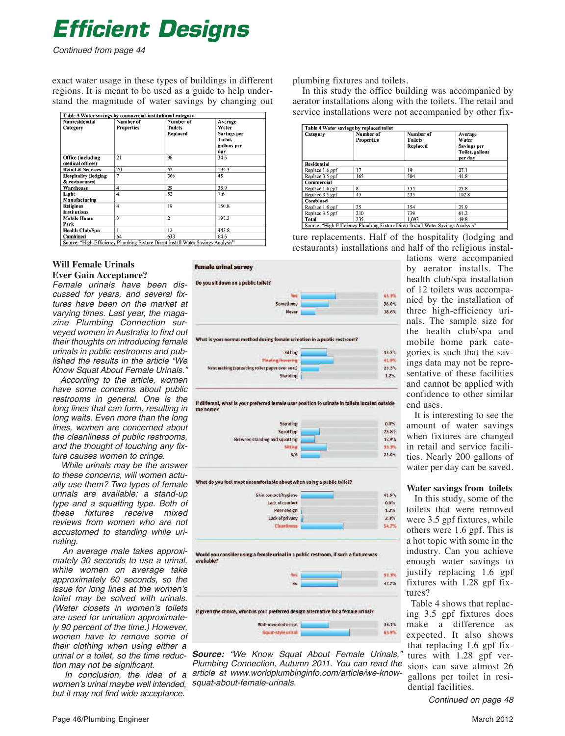# Efficient Designs

*Continued from page 44*

exact water usage in these types of buildings in different regions. It is meant to be used as a guide to help understand the magnitude of water savings by changing out plumbing fixtures and toilets.

**Table 3 Water savings by commercial-institutional category**

| Nonresidential Category | Number of Properties | Number of Toilets Replaced | Average Water Savings per Toilet, gallons per day |
|---|---|---|---|
| Office (including medical offices) | 21 | 96 | 34.6 |
| Retail & Services | 20 | 57 | 194.3 |
| Hospitality (lodging & restaurants) | 7 | 366 | 45 |
| Warehouse | 4 | 29 | 35.9 |
| Light Manufacturing | 4 | 52 | 7.6 |
| Religious Institutions | 4 | 19 | 150.8 |
| Mobile Home Park | 3 | 2 | 197.3 |
| Health Club/Spa | 1 | 12 | 443.8 |
| Combined | 64 | 633 | 64.6 |

Source: "High-Efficiency Plumbing Fixture Direct Install Water Savings Analysis"

In this study the office building was accompanied by aerator installations along with the toilets. The retail and service installations were not accompanied by other fixture replacements. Half of the hospitality (lodging and restaurants) installations and half of the religious installations were accompanied by aerator installs. The health club/spa installation of 12 toilets was accompanied by the installation of three high-efficiency urinals. The sample size for the health club/spa and mobile home park categories is such that the savings data may not be representative of these facilities and cannot be applied with confidence to other similar end uses.

**Table 4 Water savings by replaced toilet**

| Category | Number of Properties | Number of Toilets Replaced | Average Water Savings per Toilet, gallons per day |
|---|---|---|---|
| **Residential** | | | |
| Replace 1.6 gpf | 17 | 19 | 27.1 |
| Replace 3.5 gpf | 165 | 504 | 41.8 |
| **Commercial** | | | |
| Replace 1.6 gpf | 8 | 335 | 25.8 |
| Replace 3.5 gpf | 45 | 235 | 102.8 |
| **Combined** | | | |
| Replace 1.6 gpf | 25 | 354 | 25.9 |
| Replace 3.5 gpf | 210 | 739 | 61.2 |
| Total | 235 | 1,093 | 49.8 |

Source: "High-Efficiency Plumbing Fixture Direct Install Water Savings Analysis"

It is interesting to see the amount of water savings when fixtures are changed in retail and service facilities. Nearly 200 gallons of water per day can be saved.

### Water savings from toilets

In this study, some of the toilets that were removed were 3.5 gpf fixtures, while others were 1.6 gpf. This is a hot topic with some in the industry. Can you achieve enough water savings to justify replacing 1.6 gpf fixtures with 1.28 gpf fixtures?

Table 4 shows that replacing 3.5 gpf fixtures does make a difference as expected. It also shows that replacing 1.6 gpf fixtures with 1.28 gpf versions can save almost 26 gallons per toilet in residential facilities.

*Continued on page 48*

### Will Female Urinals Ever Gain Acceptance?

*Female urinals have been discussed for years, and several fixtures have been on the market at varying times. Last year, the magazine Plumbing Connection surveyed women in Australia to find out their thoughts on introducing female urinals in public restrooms and published the results in the article "We Know Squat About Female Urinals."*

*According to the article, women have some concerns about public restrooms in general. One is the long lines that can form, resulting in long waits. Even more than the long lines, women are concerned about the cleanliness of public restrooms, and the thought of touching any fixture causes women to cringe.*

*While urinals may be the answer to these concerns, will women actually use them? Two types of female urinals are available: a stand-up type and a squatting type. Both of these fixtures receive mixed reviews from women who are not accustomed to standing while urinating.*

*An average male takes approximately 30 seconds to use a urinal, while women on average take approximately 60 seconds, so the issue for long lines at the women's toilet may be solved with urinals. (Water closets in women's toilets are used for urination approximately 90 percent of the time.) However, women have to remove some of their clothing when using either a urinal or a toilet, so the time reduction may not be significant.*

*In conclusion, the idea of a women's urinal maybe well intended, but it may not find wide acceptance.*

**Female urinal survey**

**Do you sit down on a public toilet?**

| Response | % |
|---|---|
| Yes | 45.3% |
| Sometimes | 36.0% |
| Never | 18.6% |

**What is your normal method during female urination in a public restroom?**

| Response | % |
|---|---|
| Sitting | 33.7% |
| Floating/hovering | 41.9% |
| Nest making (spreading toilet paper over seat) | 23.3% |
| Standing | 1.2% |

**If different, what is your preferred female user position to urinate in toilets located outside the home?**

| Response | % |
|---|---|
| Standing | 0.0% |
| Squatting | 23.8% |
| Between standing and squatting | 17.9% |
| Sitting | 33.3% |
| N/A | 25.0% |

**What do you feel most uncomfortable about when using a public toilet?**

| Response | % |
|---|---|
| Skin contact/hygiene | 41.9% |
| Lack of comfort | 0.0% |
| Poor design | 1.2% |
| Lack of privacy | 2.3% |
| Cleanliness | 54.7% |

**Would you consider using a female urinal in a public restroom, if such a fixture was available?**

| Response | % |
|---|---|
| Yes | 52.3% |
| No | 47.7% |

**If given the choice, which is your preferred design alternative for a female urinal?**

| Response | % |
|---|---|
| Wall-mounted urinal | 36.1% |
| Squat-style urinal | 63.9% |

***Source:*** *"We Know Squat About Female Urinals," Plumbing Connection, Autumn 2011. You can read the article at www.worldplumbinginfo.com/article/we-know-squat-about-female-urinals.*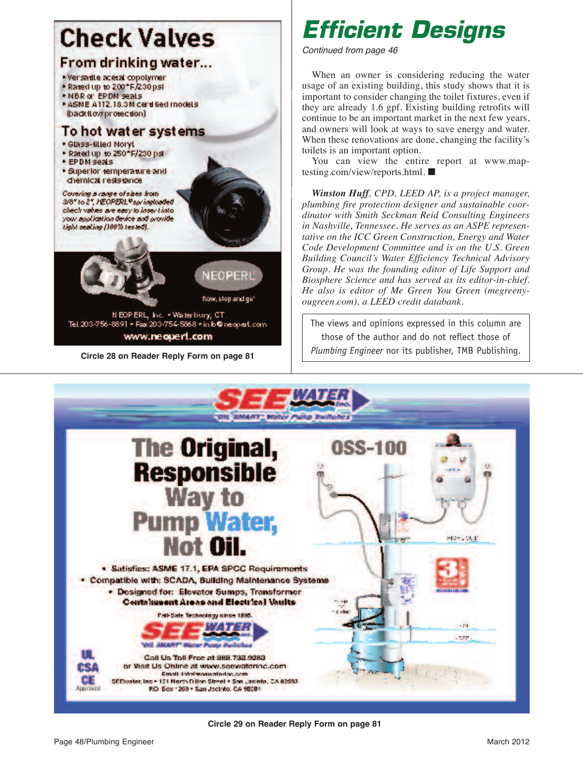# Efficient Designs

*Continued from page 46*

When an owner is considering reducing the water usage of an existing building, this study shows that it is important to consider changing the toilet fixtures, even if they are already 1.6 gpf. Existing building retrofits will continue to be an important market in the next few years, and owners will look at ways to save energy and water. When these renovations are done, changing the facility's toilets is an important option.

You can view the entire report at www.map-testing.com/view/reports.html. ■

***Winston Huff**, CPD, LEED AP, is a project manager, plumbing fire protection designer and sustainable coordinator with Smith Seckman Reid Consulting Engineers in Nashville, Tennessee. He serves as an ASPE representative on the ICC Green Construction, Energy and Water Code Development Committee and is on the U.S. Green Building Council's Water Efficiency Technical Advisory Group. He was the founding editor of Life Support and Biosphere Science and has served as its editor-in-chief. He also is editor of Me Green You Green (megreenyougreen.com), a LEED credit databank.*

The views and opinions expressed in this column are those of the author and do not reflect those of *Plumbing Engineer* nor its publisher, TMB Publishing.

Circle 28 on Reader Reply Form on page 81

Circle 29 on Reader Reply Form on page 81